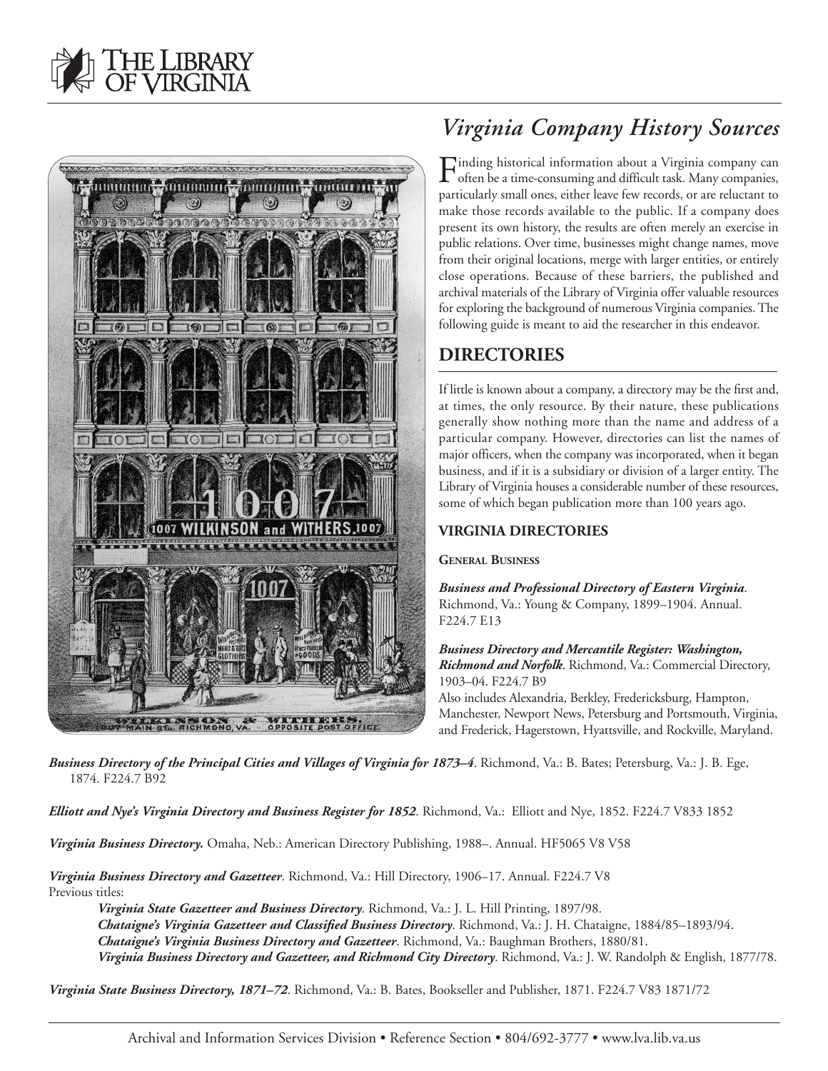# Virginia Company History Sources

Finding historical information about a Virginia company can often be a time-consuming and difficult task. Many companies, particularly small ones, either leave few records, or are reluctant to make those records available to the public. If a company does present its own history, the results are often merely an exercise in public relations. Over time, businesses might change names, move from their original locations, merge with larger entities, or entirely close operations. Because of these barriers, the published and archival materials of the Library of Virginia offer valuable resources for exploring the background of numerous Virginia companies. The following guide is meant to aid the researcher in this endeavor.

## DIRECTORIES

If little is known about a company, a directory may be the first and, at times, the only resource. By their nature, these publications generally show nothing more than the name and address of a particular company. However, directories can list the names of major officers, when the company was incorporated, when it began business, and if it is a subsidiary or division of a larger entity. The Library of Virginia houses a considerable number of these resources, some of which began publication more than 100 years ago.

### VIRGINIA DIRECTORIES

#### General Business

***Business and Professional Directory of Eastern Virginia***. Richmond, Va.: Young & Company, 1899–1904. Annual. F224.7 E13

***Business Directory and Mercantile Register: Washington, Richmond and Norfolk***. Richmond, Va.: Commercial Directory, 1903–04. F224.7 B9
Also includes Alexandria, Berkley, Fredericksburg, Hampton, Manchester, Newport News, Petersburg and Portsmouth, Virginia, and Frederick, Hagerstown, Hyattsville, and Rockville, Maryland.

***Business Directory of the Principal Cities and Villages of Virginia for 1873–4***. Richmond, Va.: B. Bates; Petersburg, Va.: J. B. Ege, 1874. F224.7 B92

***Elliott and Nye's Virginia Directory and Business Register for 1852***. Richmond, Va.: Elliott and Nye, 1852. F224.7 V833 1852

***Virginia Business Directory.*** Omaha, Neb.: American Directory Publishing, 1988–. Annual. HF5065 V8 V58

***Virginia Business Directory and Gazetteer***. Richmond, Va.: Hill Directory, 1906–17. Annual. F224.7 V8
Previous titles:

> ***Virginia State Gazetteer and Business Directory***. Richmond, Va.: J. L. Hill Printing, 1897/98.
> ***Chataigne's Virginia Gazetteer and Classified Business Directory***. Richmond, Va.: J. H. Chataigne, 1884/85–1893/94.
> ***Chataigne's Virginia Business Directory and Gazetteer***. Richmond, Va.: Baughman Brothers, 1880/81.
> ***Virginia Business Directory and Gazetteer, and Richmond City Directory***. Richmond, Va.: J. W. Randolph & English, 1877/78.

***Virginia State Business Directory, 1871–72***. Richmond, Va.: B. Bates, Bookseller and Publisher, 1871. F224.7 V83 1871/72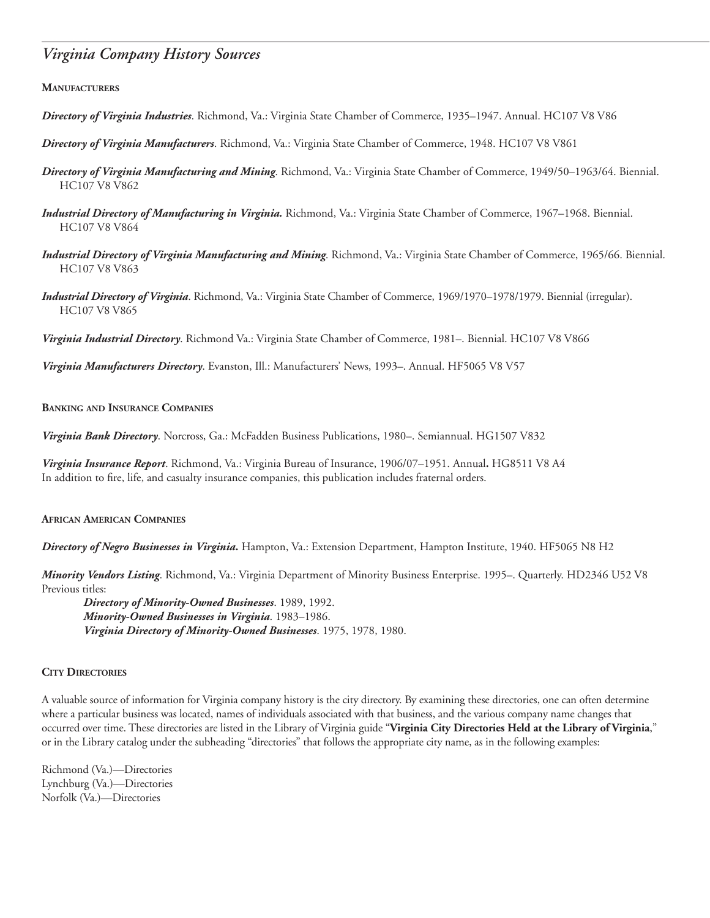## *Virginia Company History Sources*

### Manufacturers

***Directory of Virginia Industries***. Richmond, Va.: Virginia State Chamber of Commerce, 1935–1947. Annual. HC107 V8 V86

***Directory of Virginia Manufacturers***. Richmond, Va.: Virginia State Chamber of Commerce, 1948. HC107 V8 V861

***Directory of Virginia Manufacturing and Mining***. Richmond, Va.: Virginia State Chamber of Commerce, 1949/50–1963/64. Biennial. HC107 V8 V862

***Industrial Directory of Manufacturing in Virginia.*** Richmond, Va.: Virginia State Chamber of Commerce, 1967–1968. Biennial. HC107 V8 V864

***Industrial Directory of Virginia Manufacturing and Mining***. Richmond, Va.: Virginia State Chamber of Commerce, 1965/66. Biennial. HC107 V8 V863

***Industrial Directory of Virginia***. Richmond, Va.: Virginia State Chamber of Commerce, 1969/1970–1978/1979. Biennial (irregular). HC107 V8 V865

***Virginia Industrial Directory***. Richmond Va.: Virginia State Chamber of Commerce, 1981–. Biennial. HC107 V8 V866

***Virginia Manufacturers Directory***. Evanston, Ill.: Manufacturers' News, 1993–. Annual. HF5065 V8 V57

### Banking and Insurance Companies

***Virginia Bank Directory***. Norcross, Ga.: McFadden Business Publications, 1980–. Semiannual. HG1507 V832

***Virginia Insurance Report***. Richmond, Va.: Virginia Bureau of Insurance, 1906/07–1951. Annual**.** HG8511 V8 A4
In addition to fire, life, and casualty insurance companies, this publication includes fraternal orders.

### African American Companies

***Directory of Negro Businesses in Virginia.*** Hampton, Va.: Extension Department, Hampton Institute, 1940. HF5065 N8 H2

***Minority Vendors Listing***. Richmond, Va.: Virginia Department of Minority Business Enterprise. 1995–. Quarterly. HD2346 U52 V8
Previous titles:

> ***Directory of Minority-Owned Businesses***. 1989, 1992.
> ***Minority-Owned Businesses in Virginia***. 1983–1986.
> ***Virginia Directory of Minority-Owned Businesses***. 1975, 1978, 1980.

### City Directories

A valuable source of information for Virginia company history is the city directory. By examining these directories, one can often determine where a particular business was located, names of individuals associated with that business, and the various company name changes that occurred over time. These directories are listed in the Library of Virginia guide "**Virginia City Directories Held at the Library of Virginia**," or in the Library catalog under the subheading "directories" that follows the appropriate city name, as in the following examples:

Richmond (Va.)—Directories
Lynchburg (Va.)—Directories
Norfolk (Va.)—Directories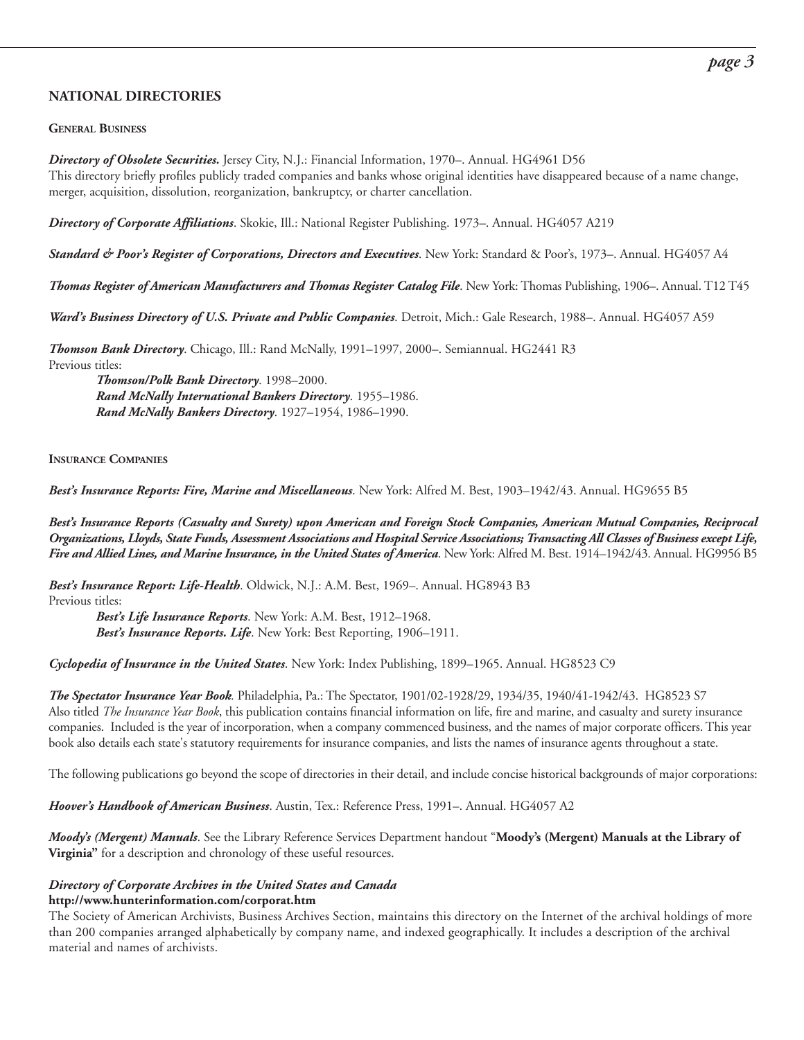## NATIONAL DIRECTORIES

### General Business

***Directory of Obsolete Securities.*** Jersey City, N.J.: Financial Information, 1970–. Annual. HG4961 D56
This directory briefly profiles publicly traded companies and banks whose original identities have disappeared because of a name change, merger, acquisition, dissolution, reorganization, bankruptcy, or charter cancellation.

***Directory of Corporate Affiliations***. Skokie, Ill.: National Register Publishing. 1973–. Annual. HG4057 A219

***Standard & Poor's Register of Corporations, Directors and Executives***. New York: Standard & Poor's, 1973–. Annual. HG4057 A4

***Thomas Register of American Manufacturers and Thomas Register Catalog File***. New York: Thomas Publishing, 1906–. Annual. T12 T45

***Ward's Business Directory of U.S. Private and Public Companies***. Detroit, Mich.: Gale Research, 1988–. Annual. HG4057 A59

***Thomson Bank Directory***. Chicago, Ill.: Rand McNally, 1991–1997, 2000–. Semiannual. HG2441 R3
Previous titles:

> ***Thomson/Polk Bank Directory***. 1998–2000.
> ***Rand McNally International Bankers Directory***. 1955–1986.
> ***Rand McNally Bankers Directory***. 1927–1954, 1986–1990.

### Insurance Companies

***Best's Insurance Reports: Fire, Marine and Miscellaneous***. New York: Alfred M. Best, 1903–1942/43. Annual. HG9655 B5

***Best's Insurance Reports (Casualty and Surety) upon American and Foreign Stock Companies, American Mutual Companies, Reciprocal Organizations, Lloyds, State Funds, Assessment Associations and Hospital Service Associations; Transacting All Classes of Business except Life, Fire and Allied Lines, and Marine Insurance, in the United States of America***. New York: Alfred M. Best. 1914–1942/43. Annual. HG9956 B5

***Best's Insurance Report: Life-Health***. Oldwick, N.J.: A.M. Best, 1969–. Annual. HG8943 B3
Previous titles:

> ***Best's Life Insurance Reports***. New York: A.M. Best, 1912–1968.
> ***Best's Insurance Reports. Life***. New York: Best Reporting, 1906–1911.

***Cyclopedia of Insurance in the United States***. New York: Index Publishing, 1899–1965. Annual. HG8523 C9

***The Spectator Insurance Year Book***. Philadelphia, Pa.: The Spectator, 1901/02-1928/29, 1934/35, 1940/41-1942/43. HG8523 S7
Also titled *The Insurance Year Book*, this publication contains financial information on life, fire and marine, and casualty and surety insurance companies. Included is the year of incorporation, when a company commenced business, and the names of major corporate officers. This year book also details each state's statutory requirements for insurance companies, and lists the names of insurance agents throughout a state.

The following publications go beyond the scope of directories in their detail, and include concise historical backgrounds of major corporations:

***Hoover's Handbook of American Business***. Austin, Tex.: Reference Press, 1991–. Annual. HG4057 A2

***Moody's (Mergent) Manuals***. See the Library Reference Services Department handout "**Moody's (Mergent) Manuals at the Library of Virginia"** for a description and chronology of these useful resources.

***Directory of Corporate Archives in the United States and Canada***
**http://www.hunterinformation.com/corporat.htm**
The Society of American Archivists, Business Archives Section, maintains this directory on the Internet of the archival holdings of more than 200 companies arranged alphabetically by company name, and indexed geographically. It includes a description of the archival material and names of archivists.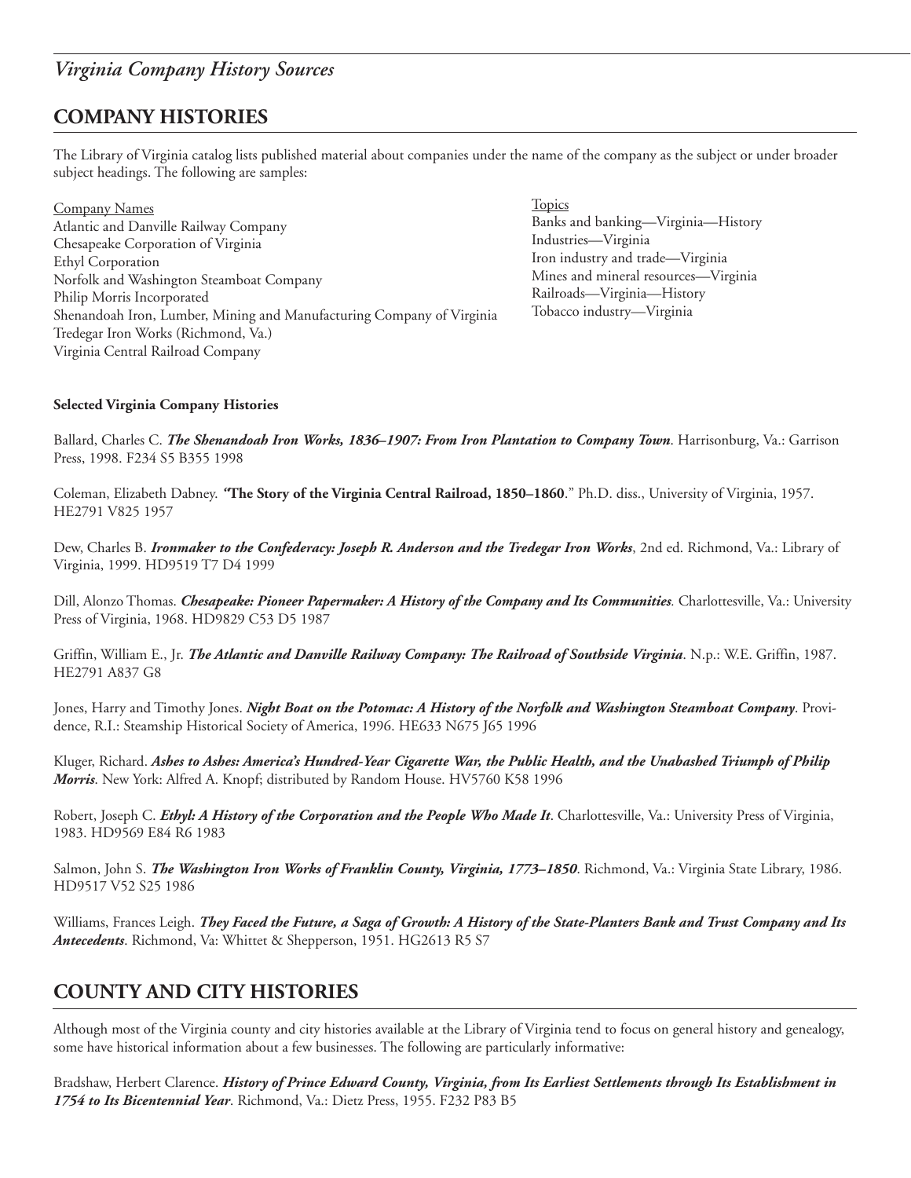*Virginia Company History Sources*

## COMPANY HISTORIES

The Library of Virginia catalog lists published material about companies under the name of the company as the subject or under broader subject headings. The following are samples:

Company Names
Atlantic and Danville Railway Company
Chesapeake Corporation of Virginia
Ethyl Corporation
Norfolk and Washington Steamboat Company
Philip Morris Incorporated
Shenandoah Iron, Lumber, Mining and Manufacturing Company of Virginia
Tredegar Iron Works (Richmond, Va.)
Virginia Central Railroad Company

Topics
Banks and banking—Virginia—History
Industries—Virginia
Iron industry and trade—Virginia
Mines and mineral resources—Virginia
Railroads—Virginia—History
Tobacco industry—Virginia

**Selected Virginia Company Histories**

Ballard, Charles C. ***The Shenandoah Iron Works, 1836–1907: From Iron Plantation to Company Town***. Harrisonburg, Va.: Garrison Press, 1998. F234 S5 B355 1998

Coleman, Elizabeth Dabney. **"The Story of the Virginia Central Railroad, 1850–1860**." Ph.D. diss., University of Virginia, 1957. HE2791 V825 1957

Dew, Charles B. ***Ironmaker to the Confederacy: Joseph R. Anderson and the Tredegar Iron Works***, 2nd ed. Richmond, Va.: Library of Virginia, 1999. HD9519 T7 D4 1999

Dill, Alonzo Thomas. ***Chesapeake: Pioneer Papermaker: A History of the Company and Its Communities.*** Charlottesville, Va.: University Press of Virginia, 1968. HD9829 C53 D5 1987

Griffin, William E., Jr. ***The Atlantic and Danville Railway Company: The Railroad of Southside Virginia***. N.p.: W.E. Griffin, 1987. HE2791 A837 G8

Jones, Harry and Timothy Jones. ***Night Boat on the Potomac: A History of the Norfolk and Washington Steamboat Company***. Providence, R.I.: Steamship Historical Society of America, 1996. HE633 N675 J65 1996

Kluger, Richard. ***Ashes to Ashes: America's Hundred-Year Cigarette War, the Public Health, and the Unabashed Triumph of Philip Morris***. New York: Alfred A. Knopf; distributed by Random House. HV5760 K58 1996

Robert, Joseph C. ***Ethyl: A History of the Corporation and the People Who Made It***. Charlottesville, Va.: University Press of Virginia, 1983. HD9569 E84 R6 1983

Salmon, John S. ***The Washington Iron Works of Franklin County, Virginia, 1773–1850***. Richmond, Va.: Virginia State Library, 1986. HD9517 V52 S25 1986

Williams, Frances Leigh. ***They Faced the Future, a Saga of Growth: A History of the State-Planters Bank and Trust Company and Its Antecedents***. Richmond, Va: Whittet & Shepperson, 1951. HG2613 R5 S7

## COUNTY AND CITY HISTORIES

Although most of the Virginia county and city histories available at the Library of Virginia tend to focus on general history and genealogy, some have historical information about a few businesses. The following are particularly informative:

Bradshaw, Herbert Clarence. ***History of Prince Edward County, Virginia, from Its Earliest Settlements through Its Establishment in 1754 to Its Bicentennial Year***. Richmond, Va.: Dietz Press, 1955. F232 P83 B5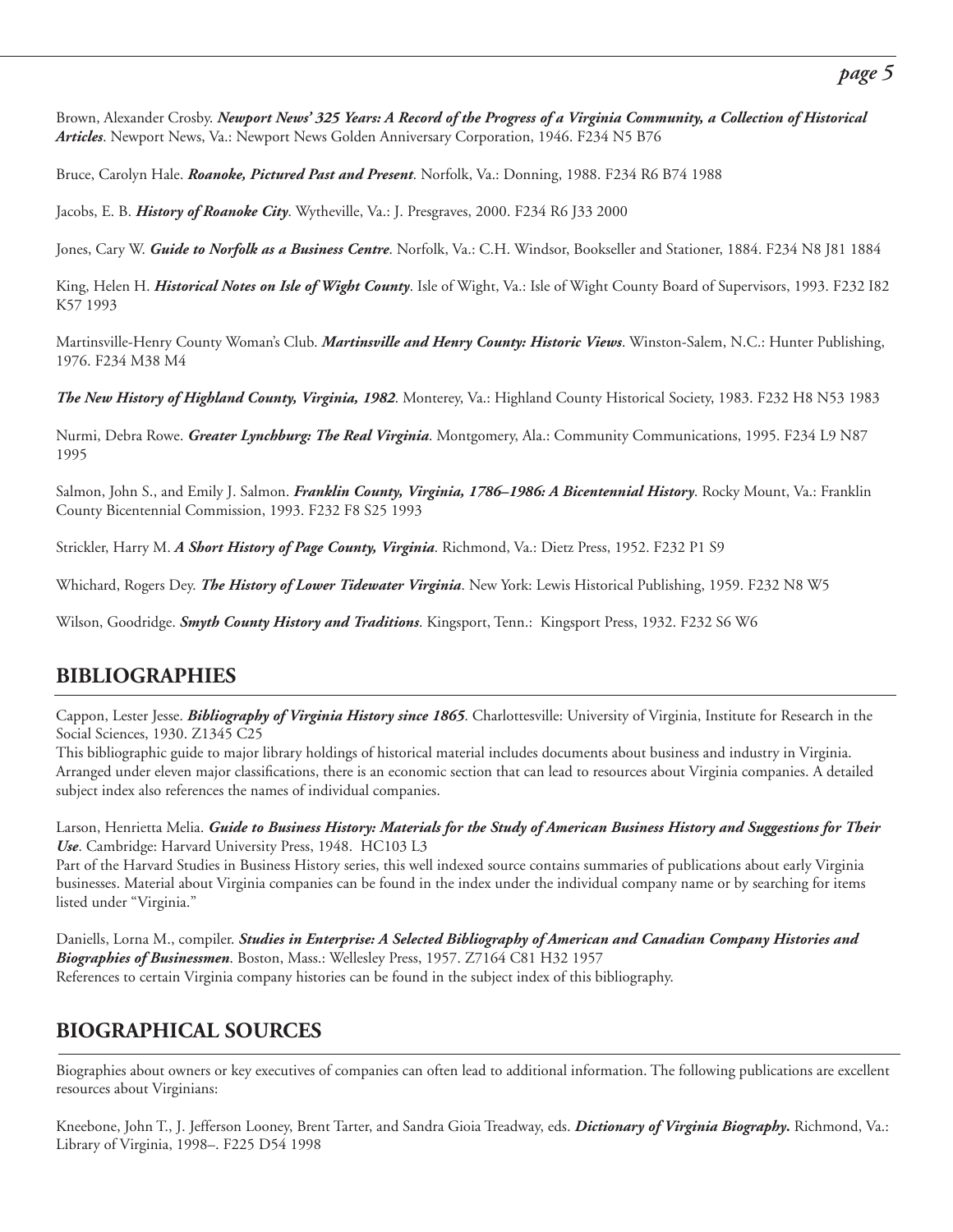Brown, Alexander Crosby. ***Newport News' 325 Years: A Record of the Progress of a Virginia Community, a Collection of Historical Articles***. Newport News, Va.: Newport News Golden Anniversary Corporation, 1946. F234 N5 B76

Bruce, Carolyn Hale. ***Roanoke, Pictured Past and Present***. Norfolk, Va.: Donning, 1988. F234 R6 B74 1988

Jacobs, E. B. ***History of Roanoke City***. Wytheville, Va.: J. Presgraves, 2000. F234 R6 J33 2000

Jones, Cary W. ***Guide to Norfolk as a Business Centre***. Norfolk, Va.: C.H. Windsor, Bookseller and Stationer, 1884. F234 N8 J81 1884

King, Helen H. ***Historical Notes on Isle of Wight County***. Isle of Wight, Va.: Isle of Wight County Board of Supervisors, 1993. F232 I82 K57 1993

Martinsville-Henry County Woman's Club. ***Martinsville and Henry County: Historic Views***. Winston-Salem, N.C.: Hunter Publishing, 1976. F234 M38 M4

***The New History of Highland County, Virginia, 1982***. Monterey, Va.: Highland County Historical Society, 1983. F232 H8 N53 1983

Nurmi, Debra Rowe. ***Greater Lynchburg: The Real Virginia***. Montgomery, Ala.: Community Communications, 1995. F234 L9 N87 1995

Salmon, John S., and Emily J. Salmon. ***Franklin County, Virginia, 1786–1986: A Bicentennial History***. Rocky Mount, Va.: Franklin County Bicentennial Commission, 1993. F232 F8 S25 1993

Strickler, Harry M. ***A Short History of Page County, Virginia***. Richmond, Va.: Dietz Press, 1952. F232 P1 S9

Whichard, Rogers Dey. ***The History of Lower Tidewater Virginia***. New York: Lewis Historical Publishing, 1959. F232 N8 W5

Wilson, Goodridge. ***Smyth County History and Traditions***. Kingsport, Tenn.: Kingsport Press, 1932. F232 S6 W6

## BIBLIOGRAPHIES

Cappon, Lester Jesse. ***Bibliography of Virginia History since 1865***. Charlottesville: University of Virginia, Institute for Research in the Social Sciences, 1930. Z1345 C25
This bibliographic guide to major library holdings of historical material includes documents about business and industry in Virginia. Arranged under eleven major classifications, there is an economic section that can lead to resources about Virginia companies. A detailed subject index also references the names of individual companies.

Larson, Henrietta Melia. ***Guide to Business History: Materials for the Study of American Business History and Suggestions for Their Use***. Cambridge: Harvard University Press, 1948. HC103 L3
Part of the Harvard Studies in Business History series, this well indexed source contains summaries of publications about early Virginia businesses. Material about Virginia companies can be found in the index under the individual company name or by searching for items listed under "Virginia."

Daniells, Lorna M., compiler. ***Studies in Enterprise: A Selected Bibliography of American and Canadian Company Histories and Biographies of Businessmen***. Boston, Mass.: Wellesley Press, 1957. Z7164 C81 H32 1957
References to certain Virginia company histories can be found in the subject index of this bibliography.

## BIOGRAPHICAL SOURCES

Biographies about owners or key executives of companies can often lead to additional information. The following publications are excellent resources about Virginians:

Kneebone, John T., J. Jefferson Looney, Brent Tarter, and Sandra Gioia Treadway, eds. ***Dictionary of Virginia Biography***. Richmond, Va.: Library of Virginia, 1998–. F225 D54 1998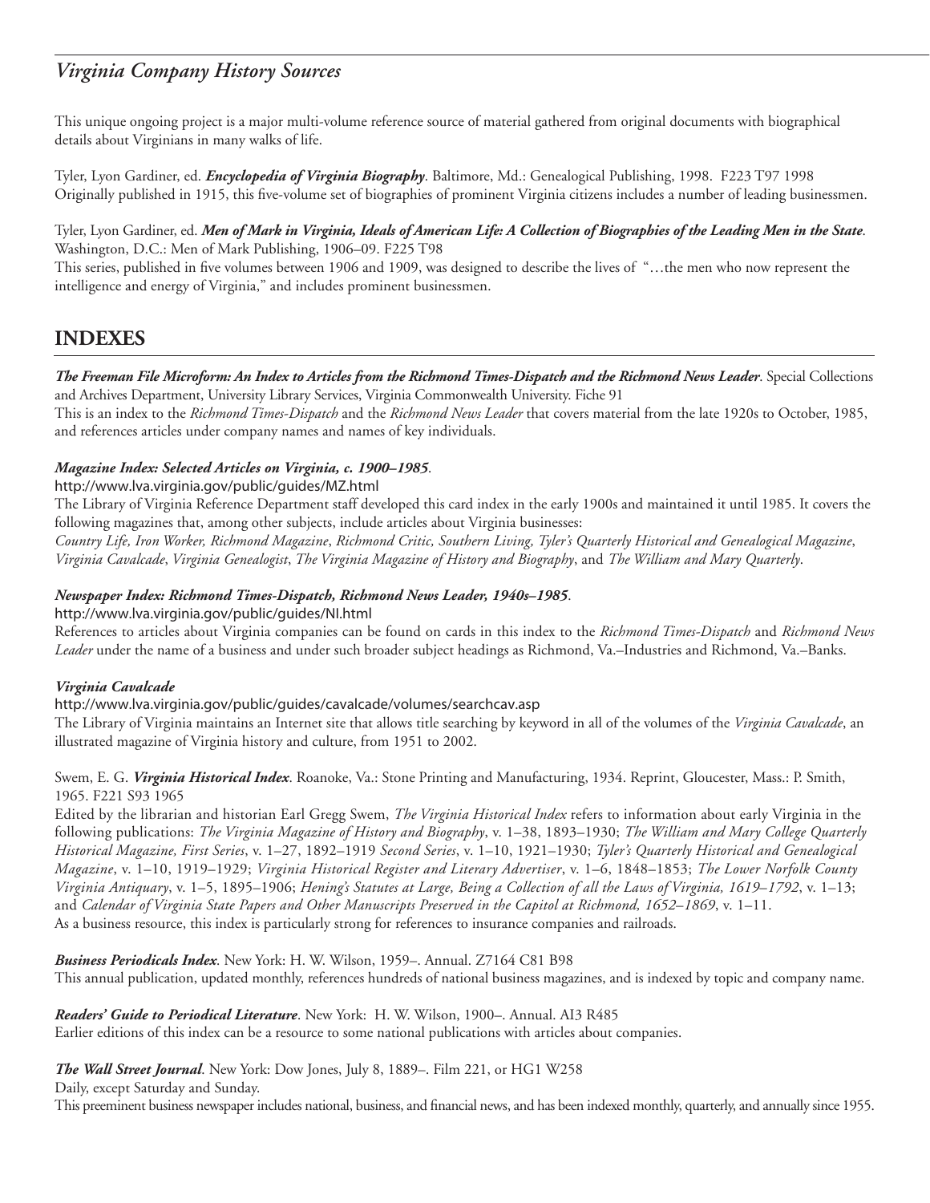## *Virginia Company History Sources*

This unique ongoing project is a major multi-volume reference source of material gathered from original documents with biographical details about Virginians in many walks of life.

Tyler, Lyon Gardiner, ed. ***Encyclopedia of Virginia Biography***. Baltimore, Md.: Genealogical Publishing, 1998. F223 T97 1998
Originally published in 1915, this five-volume set of biographies of prominent Virginia citizens includes a number of leading businessmen.

Tyler, Lyon Gardiner, ed. ***Men of Mark in Virginia, Ideals of American Life: A Collection of Biographies of the Leading Men in the State***. Washington, D.C.: Men of Mark Publishing, 1906–09. F225 T98
This series, published in five volumes between 1906 and 1909, was designed to describe the lives of "…the men who now represent the intelligence and energy of Virginia," and includes prominent businessmen.

## INDEXES

***The Freeman File Microform: An Index to Articles from the Richmond Times-Dispatch and the Richmond News Leader***. Special Collections and Archives Department, University Library Services, Virginia Commonwealth University. Fiche 91
This is an index to the *Richmond Times-Dispatch* and the *Richmond News Leader* that covers material from the late 1920s to October, 1985, and references articles under company names and names of key individuals.

***Magazine Index: Selected Articles on Virginia, c. 1900–1985***.
http://www.lva.virginia.gov/public/guides/MZ.html
The Library of Virginia Reference Department staff developed this card index in the early 1900s and maintained it until 1985. It covers the following magazines that, among other subjects, include articles about Virginia businesses:
*Country Life, Iron Worker, Richmond Magazine*, *Richmond Critic, Southern Living, Tyler's Quarterly Historical and Genealogical Magazine*, *Virginia Cavalcade*, *Virginia Genealogist*, *The Virginia Magazine of History and Biography*, and *The William and Mary Quarterly*.

***Newspaper Index: Richmond Times-Dispatch, Richmond News Leader, 1940s–1985***.
http://www.lva.virginia.gov/public/guides/NI.html
References to articles about Virginia companies can be found on cards in this index to the *Richmond Times-Dispatch* and *Richmond News Leader* under the name of a business and under such broader subject headings as Richmond, Va.–Industries and Richmond, Va.–Banks.

***Virginia Cavalcade***
http://www.lva.virginia.gov/public/guides/cavalcade/volumes/searchcav.asp
The Library of Virginia maintains an Internet site that allows title searching by keyword in all of the volumes of the *Virginia Cavalcade*, an illustrated magazine of Virginia history and culture, from 1951 to 2002.

Swem, E. G. ***Virginia Historical Index***. Roanoke, Va.: Stone Printing and Manufacturing, 1934. Reprint, Gloucester, Mass.: P. Smith, 1965. F221 S93 1965
Edited by the librarian and historian Earl Gregg Swem, *The Virginia Historical Index* refers to information about early Virginia in the following publications: *The Virginia Magazine of History and Biography*, v. 1–38, 1893–1930; *The William and Mary College Quarterly Historical Magazine, First Series*, v. 1–27, 1892–1919 *Second Series*, v. 1–10, 1921–1930; *Tyler's Quarterly Historical and Genealogical Magazine*, v. 1–10, 1919–1929; *Virginia Historical Register and Literary Advertiser*, v. 1–6, 1848–1853; *The Lower Norfolk County Virginia Antiquary*, v. 1–5, 1895–1906; *Hening's Statutes at Large, Being a Collection of all the Laws of Virginia, 1619–1792*, v. 1–13; and *Calendar of Virginia State Papers and Other Manuscripts Preserved in the Capitol at Richmond, 1652–1869*, v. 1–11.
As a business resource, this index is particularly strong for references to insurance companies and railroads.

***Business Periodicals Index***. New York: H. W. Wilson, 1959–. Annual. Z7164 C81 B98
This annual publication, updated monthly, references hundreds of national business magazines, and is indexed by topic and company name.

***Readers' Guide to Periodical Literature***. New York: H. W. Wilson, 1900–. Annual. AI3 R485
Earlier editions of this index can be a resource to some national publications with articles about companies.

***The Wall Street Journal***. New York: Dow Jones, July 8, 1889–. Film 221, or HG1 W258
Daily, except Saturday and Sunday.
This preeminent business newspaper includes national, business, and financial news, and has been indexed monthly, quarterly, and annually since 1955.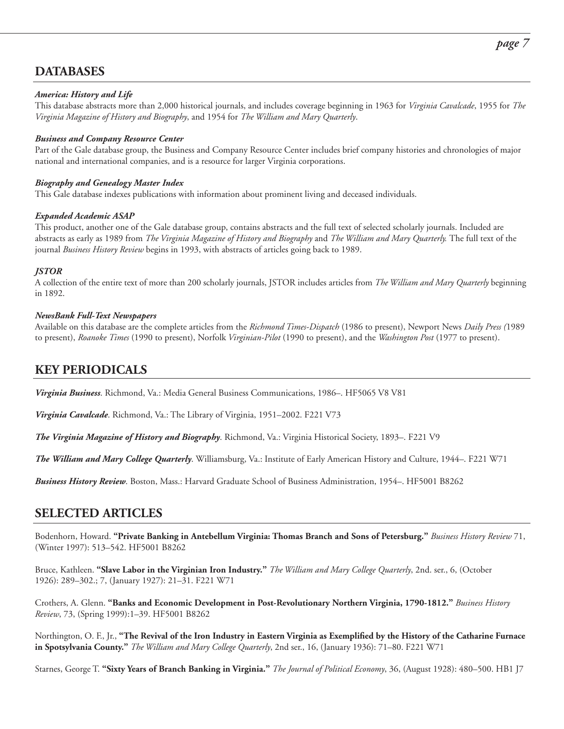## DATABASES

***America: History and Life***

This database abstracts more than 2,000 historical journals, and includes coverage beginning in 1963 for *Virginia Cavalcade*, 1955 for *The Virginia Magazine of History and Biography*, and 1954 for *The William and Mary Quarterly*.

***Business and Company Resource Center***

Part of the Gale database group, the Business and Company Resource Center includes brief company histories and chronologies of major national and international companies, and is a resource for larger Virginia corporations.

***Biography and Genealogy Master Index***

This Gale database indexes publications with information about prominent living and deceased individuals.

***Expanded Academic ASAP***

This product, another one of the Gale database group, contains abstracts and the full text of selected scholarly journals. Included are abstracts as early as 1989 from *The Virginia Magazine of History and Biography* and *The William and Mary Quarterly.* The full text of the journal *Business History Review* begins in 1993, with abstracts of articles going back to 1989.

***JSTOR***

A collection of the entire text of more than 200 scholarly journals, JSTOR includes articles from *The William and Mary Quarterly* beginning in 1892.

***NewsBank Full-Text Newspapers***

Available on this database are the complete articles from the *Richmond Times-Dispatch* (1986 to present), Newport News *Daily Press (*1989 to present), *Roanoke Times* (1990 to present), Norfolk *Virginian-Pilot* (1990 to present), and the *Washington Post* (1977 to present).

## KEY PERIODICALS

***Virginia Business***. Richmond, Va.: Media General Business Communications, 1986–. HF5065 V8 V81

***Virginia Cavalcade***. Richmond, Va.: The Library of Virginia, 1951–2002. F221 V73

***The Virginia Magazine of History and Biography***. Richmond, Va.: Virginia Historical Society, 1893–. F221 V9

***The William and Mary College Quarterly***. Williamsburg, Va.: Institute of Early American History and Culture, 1944–. F221 W71

***Business History Review***. Boston, Mass.: Harvard Graduate School of Business Administration, 1954–. HF5001 B8262

## SELECTED ARTICLES

Bodenhorn, Howard. **"Private Banking in Antebellum Virginia: Thomas Branch and Sons of Petersburg."** *Business History Review* 71, (Winter 1997): 513–542. HF5001 B8262

Bruce, Kathleen. **"Slave Labor in the Virginian Iron Industry."** *The William and Mary College Quarterly*, 2nd. ser., 6, (October 1926): 289–302.; 7, (January 1927): 21–31. F221 W71

Crothers, A. Glenn. **"Banks and Economic Development in Post-Revolutionary Northern Virginia, 1790-1812."** *Business History Review*, 73, (Spring 1999):1–39. HF5001 B8262

Northington, O. F., Jr., **"The Revival of the Iron Industry in Eastern Virginia as Exemplified by the History of the Catharine Furnace in Spotsylvania County."** *The William and Mary College Quarterly*, 2nd ser., 16, (January 1936): 71–80. F221 W71

Starnes, George T. **"Sixty Years of Branch Banking in Virginia."** *The Journal of Political Economy*, 36, (August 1928): 480–500. HB1 J7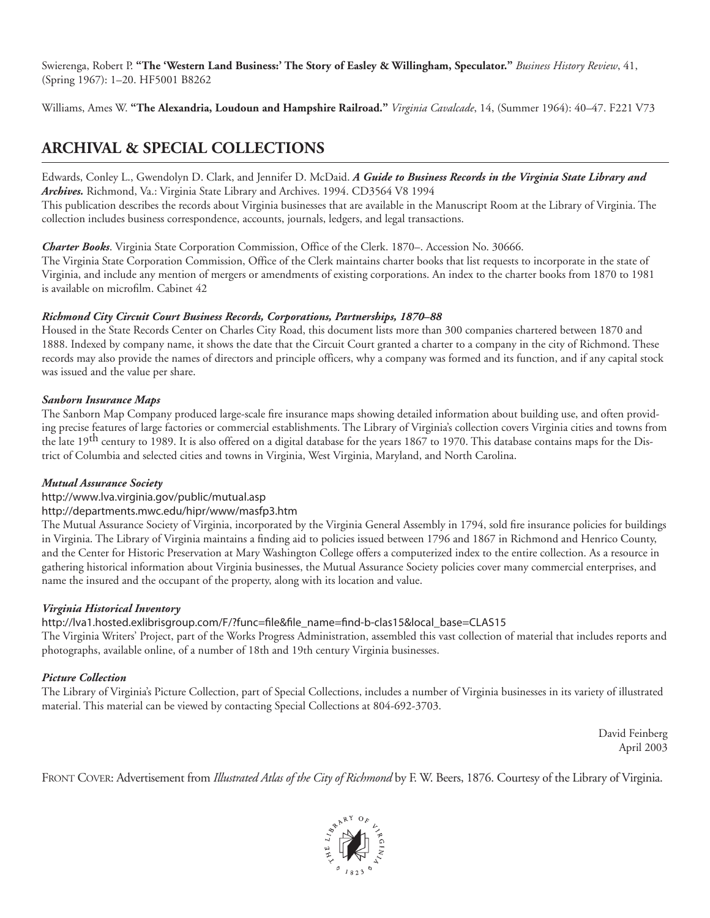Swierenga, Robert P. **"The 'Western Land Business:' The Story of Easley & Willingham, Speculator."** *Business History Review*, 41, (Spring 1967): 1–20. HF5001 B8262

Williams, Ames W. **"The Alexandria, Loudoun and Hampshire Railroad."** *Virginia Cavalcade*, 14, (Summer 1964): 40–47. F221 V73

## ARCHIVAL & SPECIAL COLLECTIONS

Edwards, Conley L., Gwendolyn D. Clark, and Jennifer D. McDaid. ***A Guide to Business Records in the Virginia State Library and Archives.*** Richmond, Va.: Virginia State Library and Archives. 1994. CD3564 V8 1994
This publication describes the records about Virginia businesses that are available in the Manuscript Room at the Library of Virginia. The collection includes business correspondence, accounts, journals, ledgers, and legal transactions.

***Charter Books***. Virginia State Corporation Commission, Office of the Clerk. 1870–. Accession No. 30666.
The Virginia State Corporation Commission, Office of the Clerk maintains charter books that list requests to incorporate in the state of Virginia, and include any mention of mergers or amendments of existing corporations. An index to the charter books from 1870 to 1981 is available on microfilm. Cabinet 42

***Richmond City Circuit Court Business Records, Corporations, Partnerships, 1870–88***
Housed in the State Records Center on Charles City Road, this document lists more than 300 companies chartered between 1870 and 1888. Indexed by company name, it shows the date that the Circuit Court granted a charter to a company in the city of Richmond. These records may also provide the names of directors and principle officers, why a company was formed and its function, and if any capital stock was issued and the value per share.

***Sanborn Insurance Maps***
The Sanborn Map Company produced large-scale fire insurance maps showing detailed information about building use, and often providing precise features of large factories or commercial establishments. The Library of Virginia's collection covers Virginia cities and towns from the late 19th century to 1989. It is also offered on a digital database for the years 1867 to 1970. This database contains maps for the District of Columbia and selected cities and towns in Virginia, West Virginia, Maryland, and North Carolina.

***Mutual Assurance Society***
http://www.lva.virginia.gov/public/mutual.asp
http://departments.mwc.edu/hipr/www/masfp3.htm
The Mutual Assurance Society of Virginia, incorporated by the Virginia General Assembly in 1794, sold fire insurance policies for buildings in Virginia. The Library of Virginia maintains a finding aid to policies issued between 1796 and 1867 in Richmond and Henrico County, and the Center for Historic Preservation at Mary Washington College offers a computerized index to the entire collection. As a resource in gathering historical information about Virginia businesses, the Mutual Assurance Society policies cover many commercial enterprises, and name the insured and the occupant of the property, along with its location and value.

***Virginia Historical Inventory***
http://lva1.hosted.exlibrisgroup.com/F/?func=file&file_name=find-b-clas15&local_base=CLAS15
The Virginia Writers' Project, part of the Works Progress Administration, assembled this vast collection of material that includes reports and photographs, available online, of a number of 18th and 19th century Virginia businesses.

***Picture Collection***
The Library of Virginia's Picture Collection, part of Special Collections, includes a number of Virginia businesses in its variety of illustrated material. This material can be viewed by contacting Special Collections at 804-692-3703.

David Feinberg
April 2003

FRONT COVER: Advertisement from *Illustrated Atlas of the City of Richmond* by F. W. Beers, 1876. Courtesy of the Library of Virginia.

THE LIBRARY OF VIRGINIA 1823